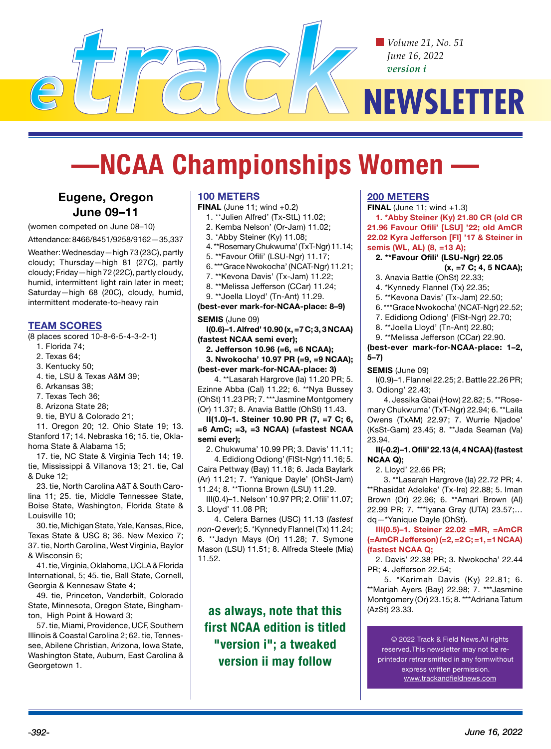# eTrack NEWSLETTER

*Volume 21, No. 51*
*June 16, 2022*
*version i*

# —NCAA Championships Women —

## Eugene, Oregon June 09–11

(women competed on June 08–10)

Attendance: 8466/8451/9258/9162—35,337

Weather: Wednesday—high 73 (23C), partly cloudy; Thursday—high 81 (27C), partly cloudy; Friday—high 72 (22C), partly cloudy, humid, intermittent light rain later in meet; Saturday—high 68 (20C), cloudy, humid, intermittent moderate-to-heavy rain

### TEAM SCORES

(8 places scored 10-8-6-5-4-3-2-1)

1. Florida 74;
2. Texas 64;
3. Kentucky 50;
4. tie, LSU & Texas A&M 39;
6. Arkansas 38;
7. Texas Tech 36;
8. Arizona State 28;
9. tie, BYU & Colorado 21;

11. Oregon 20; 12. Ohio State 19; 13. Stanford 17; 14. Nebraska 16; 15. tie, Oklahoma State & Alabama 15;

17. tie, NC State & Virginia Tech 14; 19. tie, Mississippi & Villanova 13; 21. tie, Cal & Duke 12;

23. tie, North Carolina A&T & South Carolina 11; 25. tie, Middle Tennessee State, Boise State, Washington, Florida State & Louisville 10;

30. tie, Michigan State, Yale, Kansas, Rice, Texas State & USC 8; 36. New Mexico 7; 37. tie, North Carolina, West Virginia, Baylor & Wisconsin 6;

41. tie, Virginia, Oklahoma, UCLA & Florida International, 5; 45. tie, Ball State, Cornell, Georgia & Kennesaw State 4;

49. tie, Princeton, Vanderbilt, Colorado State, Minnesota, Oregon State, Binghamton, High Point & Howard 3;

57. tie, Miami, Providence, UCF, Southern Illinois & Coastal Carolina 2; 62. tie, Tennessee, Abilene Christian, Arizona, Iowa State, Washington State, Auburn, East Carolina & Georgetown 1.

### 100 METERS

**FINAL** (June 11; wind +0.2)

1. **Julien Alfred' (Tx-StL) 11.02;
2. Kemba Nelson' (Or-Jam) 11.02;
3. *Abby Steiner (Ky) 11.08;
4. **Rosemary Chukwuma' (TxT-Ngr) 11.14;
5. **Favour Ofili' (LSU-Ngr) 11.17;
6. ***Grace Nwokocha' (NCAT-Ngr) 11.21;
7. **Kevona Davis' (Tx-Jam) 11.22;
8. **Melissa Jefferson (CCar) 11.24;
9. **Joella Lloyd' (Tn-Ant) 11.29.

**(best-ever mark-for-NCAA-place: 8–9)**

**SEMIS** (June 09)

**I(0.6)–1. Alfred' 10.90 (x, =7 C; 3, 3 NCAA) (fastest NCAA semi ever);**

**2. Jefferson 10.96 (=6, =6 NCAA);**

**3. Nwokocha' 10.97 PR (=9, =9 NCAA); (best-ever mark-for-NCAA-place: 3)**

4. **Lasarah Hargrove (Ia) 11.20 PR; 5. Ezinne Abba (Cal) 11.22; 6. **Nya Bussey (OhSt) 11.23 PR; 7. ***Jasmine Montgomery (Or) 11.37; 8. Anavia Battle (OhSt) 11.43.

**II(1.0)–1. Steiner 10.90 PR (7, =7 C; 6, =6 AmC; =3, =3 NCAA) (=fastest NCAA semi ever);**

2. Chukwuma' 10.99 PR; 3. Davis' 11.11;

4. Edidiong Odiong' (FlSt-Ngr) 11.16; 5. Caira Pettway (Bay) 11.18; 6. Jada Baylark (Ar) 11.21; 7. *Yanique Dayle' (OhSt-Jam) 11.24; 8. **Tionna Brown (LSU) 11.29.

III(0.4)–1. Nelson' 10.97 PR; 2. Ofili' 11.07; 3. Lloyd' 11.08 PR;

4. Celera Barnes (USC) 11.13 (*fastest non-Q ever*); 5. *Kynnedy Flannel (Tx) 11.24; 6. **Jadyn Mays (Or) 11.28; 7. Symone Mason (LSU) 11.51; 8. Alfreda Steele (Mia) 11.52.

**as always, note that this first NCAA edition is titled "version i"; a tweaked version ii may follow**

### 200 METERS

**FINAL** (June 11; wind +1.3)

**1. *Abby Steiner (Ky) 21.80 CR (old CR 21.96 Favour Ofili' [LSU] '22; old AmCR 22.02 Kyra Jefferson [Fl] '17 & Steiner in semis (WL, AL) (8, =13 A);**

**2. **Favour Ofili' (LSU-Ngr) 22.05 (x, =7 C; 4, 5 NCAA);**

3. Anavia Battle (OhSt) 22.33;
4. *Kynnedy Flannel (Tx) 22.35;
5. **Kevona Davis' (Tx-Jam) 22.50;
6. ***Grace Nwokocha' (NCAT-Ngr) 22.52;
7. Edidiong Odiong' (FlSt-Ngr) 22.70;
8. **Joella Lloyd' (Tn-Ant) 22.80;
9. **Melissa Jefferson (CCar) 22.90.

**(best-ever mark-for-NCAA-place: 1–2, 5–7)**

**SEMIS** (June 09)

I(0.9)–1. Flannel 22.25; 2. Battle 22.26 PR; 3. Odiong' 22.43;

4. Jessika Gbai (How) 22.82; 5. **Rosemary Chukwuma' (TxT-Ngr) 22.94; 6. **Laila Owens (TxAM) 22.97; 7. Wurrie Njadoe' (KsSt-Gam) 23.45; 8. **Jada Seaman (Va) 23.94.

**II(-0.2)–1. Ofili' 22.13 (4, 4 NCAA) (fastest NCAA Q);**

2. Lloyd' 22.66 PR;

3. **Lasarah Hargrove (Ia) 22.72 PR; 4. **Rhasidat Adeleke' (Tx-Ire) 22.88; 5. Iman Brown (Or) 22.96; 6. **Amari Brown (Al) 22.99 PR; 7. ***Iyana Gray (UTA) 23.57;… dq—*Yanique Dayle (OhSt).

**III(0.5)–1. Steiner 22.02 =MR, =AmCR (=AmCR Jefferson) (=2, =2 C; =1, =1 NCAA) (fastest NCAA Q;**

2. Davis' 22.38 PR; 3. Nwokocha' 22.44 PR; 4. Jefferson 22.54;

5. *Karimah Davis (Ky) 22.81; 6. **Mariah Ayers (Bay) 22.98; 7. ***Jasmine Montgomery (Or) 23.15; 8. ***Adriana Tatum (AzSt) 23.33.

© 2022 Track & Field News.All rights reserved.This newsletter may not be re-printedor retransmitted in any formwithout express written permission.
www.trackandfieldnews.com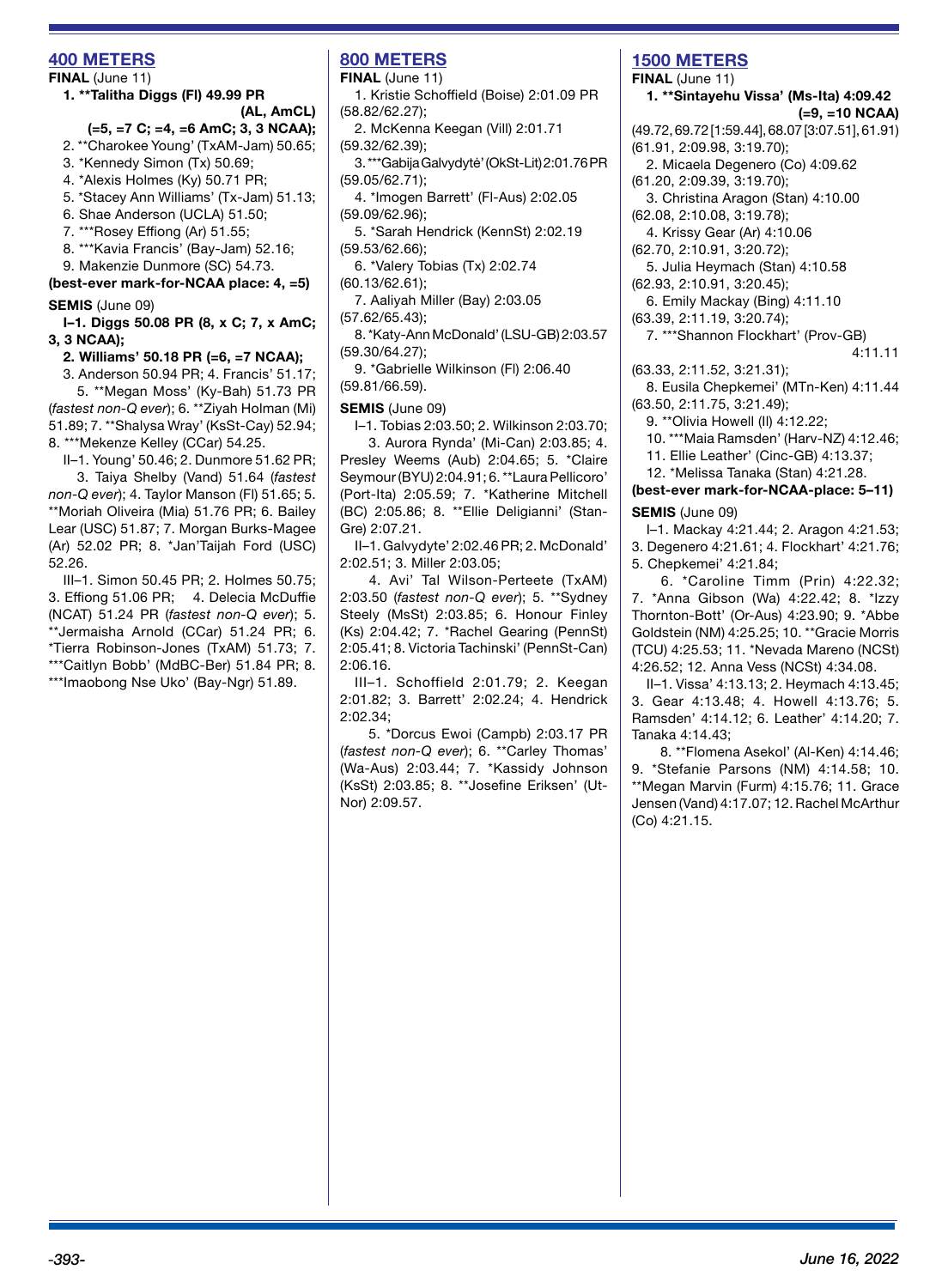## 400 METERS

**FINAL** (June 11)

**1. **Talitha Diggs (Fl) 49.99 PR (AL, AmCL) (=5, =7 C; =4, =6 AmC; 3, 3 NCAA);**
2. **Charokee Young' (TxAM-Jam) 50.65;
3. *Kennedy Simon (Tx) 50.69;
4. *Alexis Holmes (Ky) 50.71 PR;
5. *Stacey Ann Williams' (Tx-Jam) 51.13;
6. Shae Anderson (UCLA) 51.50;
7. ***Rosey Effiong (Ar) 51.55;
8. ***Kavia Francis' (Bay-Jam) 52.16;
9. Makenzie Dunmore (SC) 54.73.

**(best-ever mark-for-NCAA place: 4, =5)**

**SEMIS** (June 09)

**I–1. Diggs 50.08 PR (8, x C; 7, x AmC; 3, 3 NCAA);**

**2. Williams' 50.18 PR (=6, =7 NCAA);**

3. Anderson 50.94 PR; 4. Francis' 51.17; 5. **Megan Moss' (Ky-Bah) 51.73 PR (*fastest non-Q ever*); 6. **Ziyah Holman (Mi) 51.89; 7. **Shalysa Wray' (KsSt-Cay) 52.94; 8. ***Mekenze Kelley (CCar) 54.25.

II–1. Young' 50.46; 2. Dunmore 51.62 PR; 3. Taiya Shelby (Vand) 51.64 (*fastest non-Q ever*); 4. Taylor Manson (Fl) 51.65; 5. **Moriah Oliveira (Mia) 51.76 PR; 6. Bailey Lear (USC) 51.87; 7. Morgan Burks-Magee (Ar) 52.02 PR; 8. *Jan'Taijah Ford (USC) 52.26.

III–1. Simon 50.45 PR; 2. Holmes 50.75; 3. Effiong 51.06 PR; 4. Delecia McDuffie (NCAT) 51.24 PR (*fastest non-Q ever*); 5. **Jermaisha Arnold (CCar) 51.24 PR; 6. *Tierra Robinson-Jones (TxAM) 51.73; 7. ***Caitlyn Bobb' (MdBC-Ber) 51.84 PR; 8. ***Imaobong Nse Uko' (Bay-Ngr) 51.89.

## 800 METERS

**FINAL** (June 11)

1. Kristie Schoffield (Boise) 2:01.09 PR (58.82/62.27);
2. McKenna Keegan (Vill) 2:01.71 (59.32/62.39);
3. ***Gabija Galvydytė' (OkSt-Lit) 2:01.76 PR (59.05/62.71);
4. *Imogen Barrett' (Fl-Aus) 2:02.05 (59.09/62.96);
5. *Sarah Hendrick (KennSt) 2:02.19 (59.53/62.66);
6. *Valery Tobias (Tx) 2:02.74 (60.13/62.61);
7. Aaliyah Miller (Bay) 2:03.05 (57.62/65.43);
8. *Katy-Ann McDonald' (LSU-GB) 2:03.57 (59.30/64.27);
9. *Gabrielle Wilkinson (Fl) 2:06.40 (59.81/66.59).

**SEMIS** (June 09)

I–1. Tobias 2:03.50; 2. Wilkinson 2:03.70; 3. Aurora Rynda' (Mi-Can) 2:03.85; 4. Presley Weems (Aub) 2:04.65; 5. *Claire Seymour (BYU) 2:04.91; 6. **Laura Pellicoro' (Port-Ita) 2:05.59; 7. *Katherine Mitchell (BC) 2:05.86; 8. **Ellie Deligianni' (Stan-Gre) 2:07.21.

II–1. Galvydyte' 2:02.46 PR; 2. McDonald' 2:02.51; 3. Miller 2:03.05; 4. Avi' Tal Wilson-Perteete (TxAM) 2:03.50 (*fastest non-Q ever*); 5. **Sydney Steely (MsSt) 2:03.85; 6. Honour Finley (Ks) 2:04.42; 7. *Rachel Gearing (PennSt) 2:05.41; 8. Victoria Tachinski' (PennSt-Can) 2:06.16.

III–1. Schoffield 2:01.79; 2. Keegan 2:01.82; 3. Barrett' 2:02.24; 4. Hendrick 2:02.34; 5. *Dorcus Ewoi (Campb) 2:03.17 PR (*fastest non-Q ever*); 6. **Carley Thomas' (Wa-Aus) 2:03.44; 7. *Kassidy Johnson (KsSt) 2:03.85; 8. **Josefine Eriksen' (Ut-Nor) 2:09.57.

## 1500 METERS

**FINAL** (June 11)

**1. **Sintayehu Vissa' (Ms-Ita) 4:09.42 (=9, =10 NCAA)** (49.72, 69.72 [1:59.44], 68.07 [3:07.51], 61.91) (61.91, 2:09.98, 3:19.70);
2. Micaela Degenero (Co) 4:09.62 (61.20, 2:09.39, 3:19.70);
3. Christina Aragon (Stan) 4:10.00 (62.08, 2:10.08, 3:19.78);
4. Krissy Gear (Ar) 4:10.06 (62.70, 2:10.91, 3:20.72);
5. Julia Heymach (Stan) 4:10.58 (62.93, 2:10.91, 3:20.45);
6. Emily Mackay (Bing) 4:11.10 (63.39, 2:11.19, 3:20.74);
7. ***Shannon Flockhart' (Prov-GB) 4:11.11 (63.33, 2:11.52, 3:21.31);
8. Eusila Chepkemei' (MTn-Ken) 4:11.44 (63.50, 2:11.75, 3:21.49);
9. **Olivia Howell (Il) 4:12.22;
10. ***Maia Ramsden' (Harv-NZ) 4:12.46;
11. Ellie Leather' (Cinc-GB) 4:13.37;
12. *Melissa Tanaka (Stan) 4:21.28.

**(best-ever mark-for-NCAA-place: 5–11)**

**SEMIS** (June 09)

I–1. Mackay 4:21.44; 2. Aragon 4:21.53; 3. Degenero 4:21.61; 4. Flockhart' 4:21.76; 5. Chepkemei' 4:21.84; 6. *Caroline Timm (Prin) 4:22.32; 7. *Anna Gibson (Wa) 4:22.42; 8. *Izzy Thornton-Bott' (Or-Aus) 4:23.90; 9. *Abbe Goldstein (NM) 4:25.25; 10. **Gracie Morris (TCU) 4:25.53; 11. *Nevada Mareno (NCSt) 4:26.52; 12. Anna Vess (NCSt) 4:34.08.

II–1. Vissa' 4:13.13; 2. Heymach 4:13.45; 3. Gear 4:13.48; 4. Howell 4:13.76; 5. Ramsden' 4:14.12; 6. Leather' 4:14.20; 7. Tanaka 4:14.43; 8. **Flomena Asekol' (Al-Ken) 4:14.46; 9. *Stefanie Parsons (NM) 4:14.58; 10. **Megan Marvin (Furm) 4:15.76; 11. Grace Jensen (Vand) 4:17.07; 12. Rachel McArthur (Co) 4:21.15.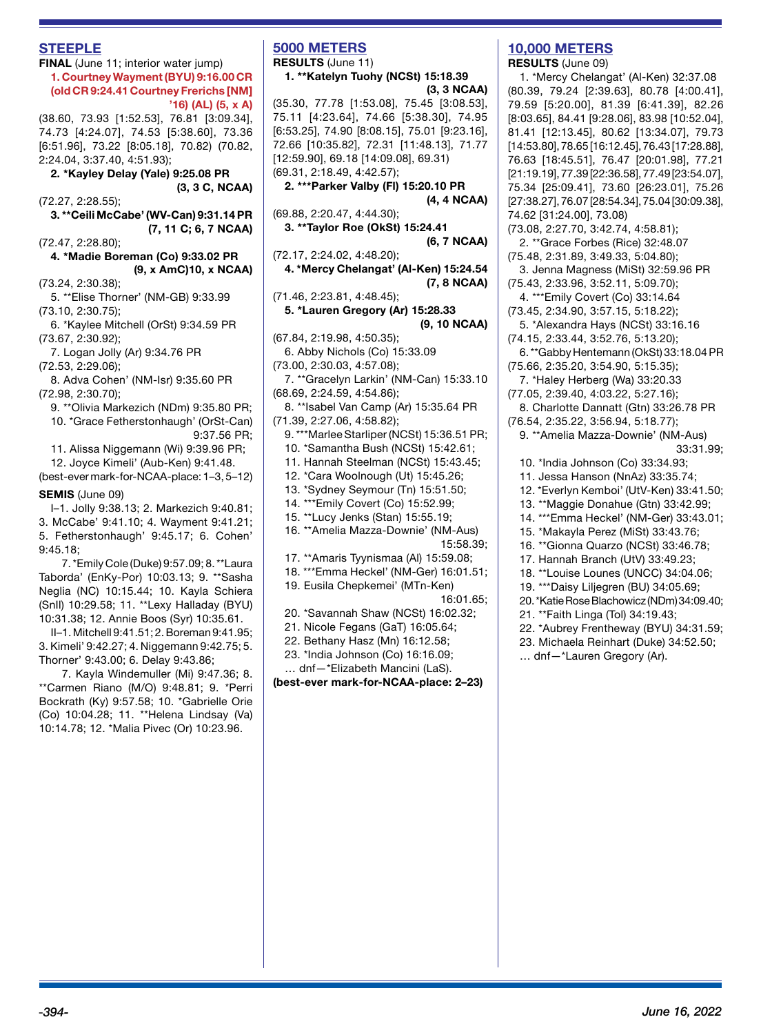## STEEPLE

**FINAL** (June 11; interior water jump)

**1. Courtney Wayment (BYU) 9:16.00 CR (old CR 9:24.41 Courtney Frerichs [NM] '16) (AL) (5, x A)**
(38.60, 73.93 [1:52.53], 76.81 [3:09.34], 74.73 [4:24.07], 74.53 [5:38.60], 73.36 [6:51.96], 73.22 [8:05.18], 70.82) (70.82, 2:24.04, 3:37.40, 4:51.93);

**2. *Kayley Delay (Yale) 9:25.08 PR (3, 3 C, NCAA)**
(72.27, 2:28.55);

**3. **Ceili McCabe' (WV-Can) 9:31.14 PR (7, 11 C; 6, 7 NCAA)**
(72.47, 2:28.80);

**4. *Madie Boreman (Co) 9:33.02 PR (9, x AmC)10, x NCAA)**
(73.24, 2:30.38);

5. **Elise Thorner' (NM-GB) 9:33.99 (73.10, 2:30.75);
6. *Kaylee Mitchell (OrSt) 9:34.59 PR (73.67, 2:30.92);
7. Logan Jolly (Ar) 9:34.76 PR (72.53, 2:29.06);
8. Adva Cohen' (NM-Isr) 9:35.60 PR (72.98, 2:30.70);
9. **Olivia Markezich (NDm) 9:35.80 PR;
10. *Grace Fetherstonhaugh' (OrSt-Can) 9:37.56 PR;
11. Alissa Niggemann (Wi) 9:39.96 PR;
12. Joyce Kimeli' (Aub-Ken) 9:41.48.

(best-ever mark-for-NCAA-place: 1–3, 5–12)

**SEMIS** (June 09)

I–1. Jolly 9:38.13; 2. Markezich 9:40.81; 3. McCabe' 9:41.10; 4. Wayment 9:41.21; 5. Fetherstonhaugh' 9:45.17; 6. Cohen' 9:45.18;

7. *Emily Cole (Duke) 9:57.09; 8. **Laura Taborda' (EnKy-Por) 10:03.13; 9. **Sasha Neglia (NC) 10:15.44; 10. Kayla Schiera (SnIl) 10:29.58; 11. **Lexy Halladay (BYU) 10:31.38; 12. Annie Boos (Syr) 10:35.61.

II–1. Mitchell 9:41.51; 2. Boreman 9:41.95; 3. Kimeli' 9:42.27; 4. Niggemann 9:42.75; 5. Thorner' 9:43.00; 6. Delay 9:43.86;

7. Kayla Windemuller (Mi) 9:47.36; 8. **Carmen Riano (M/O) 9:48.81; 9. *Perri Bockrath (Ky) 9:57.58; 10. *Gabrielle Orie (Co) 10:04.28; 11. **Helena Lindsay (Va) 10:14.78; 12. *Malia Pivec (Or) 10:23.96.

## 5000 METERS

**RESULTS** (June 11)

**1. **Katelyn Tuohy (NCSt) 15:18.39 (3, 3 NCAA)**
(35.30, 77.78 [1:53.08], 75.45 [3:08.53], 75.11 [4:23.64], 74.66 [5:38.30], 74.95 [6:53.25], 74.90 [8:08.15], 75.01 [9:23.16], 72.66 [10:35.82], 72.31 [11:48.13], 71.77 [12:59.90], 69.18 [14:09.08], 69.31) (69.31, 2:18.49, 4:42.57);

**2. ***Parker Valby (Fl) 15:20.10 PR (4, 4 NCAA)**
(69.88, 2:20.47, 4:44.30);

**3. **Taylor Roe (OkSt) 15:24.41 (6, 7 NCAA)**
(72.17, 2:24.02, 4:48.20);

**4. *Mercy Chelangat' (Al-Ken) 15:24.54 (7, 8 NCAA)**
(71.46, 2:23.81, 4:48.45);

**5. *Lauren Gregory (Ar) 15:28.33 (9, 10 NCAA)**
(67.84, 2:19.98, 4:50.35);

6. Abby Nichols (Co) 15:33.09 (73.00, 2:30.03, 4:57.08);
7. **Gracelyn Larkin' (NM-Can) 15:33.10 (68.69, 2:24.59, 4:54.86);
8. **Isabel Van Camp (Ar) 15:35.64 PR (71.39, 2:27.06, 4:58.82);
9. ***Marlee Starliper (NCSt) 15:36.51 PR;
10. *Samantha Bush (NCSt) 15:42.61;
11. Hannah Steelman (NCSt) 15:43.45;
12. *Cara Woolnough (Ut) 15:45.26;
13. *Sydney Seymour (Tn) 15:51.50;
14. ***Emily Covert (Co) 15:52.99;
15. **Lucy Jenks (Stan) 15:55.19;
16. **Amelia Mazza-Downie' (NM-Aus) 15:58.39;
17. **Amaris Tyynismaa (Al) 15:59.08;
18. ***Emma Heckel' (NM-Ger) 16:01.51;
19. Eusila Chepkemei' (MTn-Ken) 16:01.65;
20. *Savannah Shaw (NCSt) 16:02.32;
21. Nicole Fegans (GaT) 16:05.64;
22. Bethany Hasz (Mn) 16:12.58;
23. *India Johnson (Co) 16:16.09;
… dnf—*Elizabeth Mancini (LaS).

**(best-ever mark-for-NCAA-place: 2–23)**

## 10,000 METERS

**RESULTS** (June 09)

1. *Mercy Chelangat' (Al-Ken) 32:37.08 (80.39, 79.24 [2:39.63], 80.78 [4:00.41], 79.59 [5:20.00], 81.39 [6:41.39], 82.26 [8:03.65], 84.41 [9:28.06], 83.98 [10:52.04], 81.41 [12:13.45], 80.62 [13:34.07], 79.73 [14:53.80], 78.65 [16:12.45], 76.43 [17:28.88], 76.63 [18:45.51], 76.47 [20:01.98], 77.21 [21:19.19], 77.39 [22:36.58], 77.49 [23:54.07], 75.34 [25:09.41], 73.60 [26:23.01], 75.26 [27:38.27], 76.07 [28:54.34], 75.04 [30:09.38], 74.62 [31:24.00], 73.08) (73.08, 2:27.70, 3:42.74, 4:58.81);
2. **Grace Forbes (Rice) 32:48.07 (75.48, 2:31.89, 3:49.33, 5:04.80);
3. Jenna Magness (MiSt) 32:59.96 PR (75.43, 2:33.96, 3:52.11, 5:09.70);
4. ***Emily Covert (Co) 33:14.64 (73.45, 2:34.90, 3:57.15, 5:18.22);
5. *Alexandra Hays (NCSt) 33:16.16 (74.15, 2:33.44, 3:52.76, 5:13.20);
6. **Gabby Hentemann (OkSt) 33:18.04 PR (75.66, 2:35.20, 3:54.90, 5:15.35);
7. *Haley Herberg (Wa) 33:20.33 (77.05, 2:39.40, 4:03.22, 5:27.16);
8. Charlotte Dannatt (Gtn) 33:26.78 PR (76.54, 2:35.22, 3:56.94, 5:18.77);
9. **Amelia Mazza-Downie' (NM-Aus) 33:31.99;
10. *India Johnson (Co) 33:34.93;
11. Jessa Hanson (NnAz) 33:35.74;
12. *Everlyn Kemboi' (UtV-Ken) 33:41.50;
13. **Maggie Donahue (Gtn) 33:42.99;
14. ***Emma Heckel' (NM-Ger) 33:43.01;
15. *Makayla Perez (MiSt) 33:43.76;
16. **Gionna Quarzo (NCSt) 33:46.78;
17. Hannah Branch (UtV) 33:49.23;
18. **Louise Lounes (UNCC) 34:04.06;
19. ***Daisy Liljegren (BU) 34:05.69;
20. *Katie Rose Blachowicz (NDm) 34:09.40;
21. **Faith Linga (Tol) 34:19.43;
22. *Aubrey Frentheway (BYU) 34:31.59;
23. Michaela Reinhart (Duke) 34:52.50;
… dnf—*Lauren Gregory (Ar).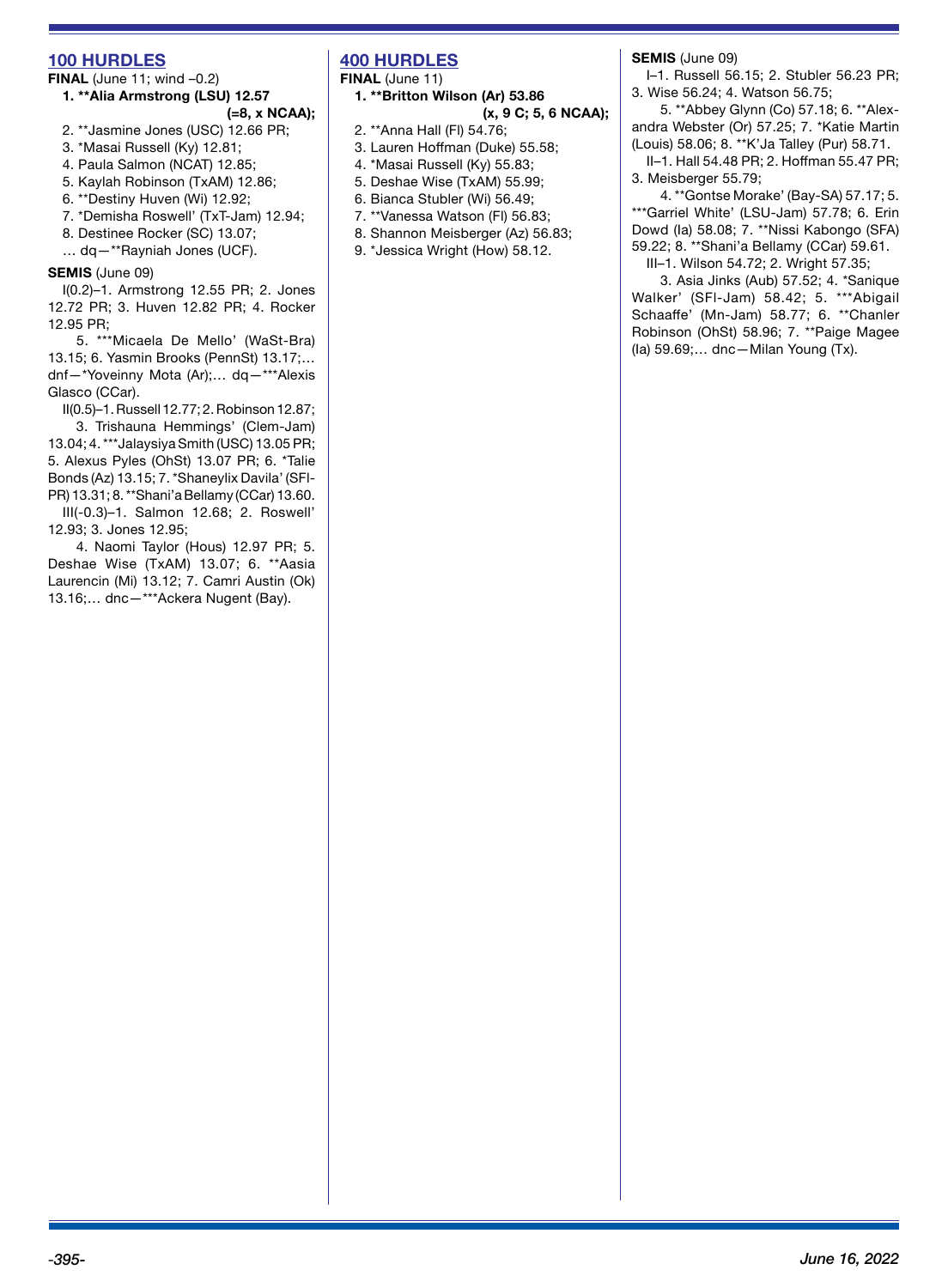## 100 HURDLES

**FINAL** (June 11; wind –0.2)

1. **\*\*Alia Armstrong (LSU) 12.57 (=8, x NCAA);**
2. \*\*Jasmine Jones (USC) 12.66 PR;
3. \*Masai Russell (Ky) 12.81;
4. Paula Salmon (NCAT) 12.85;
5. Kaylah Robinson (TxAM) 12.86;
6. \*\*Destiny Huven (Wi) 12.92;
7. \*Demisha Roswell' (TxT-Jam) 12.94;
8. Destinee Rocker (SC) 13.07;

… dq—\*\*Rayniah Jones (UCF).

**SEMIS** (June 09)

I(0.2)–1. Armstrong 12.55 PR; 2. Jones 12.72 PR; 3. Huven 12.82 PR; 4. Rocker 12.95 PR;

5. \*\*\*Micaela De Mello' (WaSt-Bra) 13.15; 6. Yasmin Brooks (PennSt) 13.17;… dnf—\*Yoveinny Mota (Ar);… dq—\*\*\*Alexis Glasco (CCar).

II(0.5)–1. Russell 12.77; 2. Robinson 12.87;

3. Trishauna Hemmings' (Clem-Jam) 13.04; 4. \*\*\*Jalaysiya Smith (USC) 13.05 PR; 5. Alexus Pyles (OhSt) 13.07 PR; 6. \*Talie Bonds (Az) 13.15; 7. \*Shaneylix Davila' (SFl-PR) 13.31; 8. \*\*Shani'a Bellamy (CCar) 13.60.

III(-0.3)–1. Salmon 12.68; 2. Roswell' 12.93; 3. Jones 12.95;

4. Naomi Taylor (Hous) 12.97 PR; 5. Deshae Wise (TxAM) 13.07; 6. \*\*Aasia Laurencin (Mi) 13.12; 7. Camri Austin (Ok) 13.16;… dnc—\*\*\*Ackera Nugent (Bay).

## 400 HURDLES

**FINAL** (June 11)

1. **\*\*Britton Wilson (Ar) 53.86 (x, 9 C; 5, 6 NCAA);**
2. \*\*Anna Hall (Fl) 54.76;
3. Lauren Hoffman (Duke) 55.58;
4. \*Masai Russell (Ky) 55.83;
5. Deshae Wise (TxAM) 55.99;
6. Bianca Stubler (Wi) 56.49;
7. \*\*Vanessa Watson (Fl) 56.83;
8. Shannon Meisberger (Az) 56.83;
9. \*Jessica Wright (How) 58.12.

**SEMIS** (June 09)

I–1. Russell 56.15; 2. Stubler 56.23 PR; 3. Wise 56.24; 4. Watson 56.75;

5. \*\*Abbey Glynn (Co) 57.18; 6. \*\*Alexandra Webster (Or) 57.25; 7. \*Katie Martin (Louis) 58.06; 8. \*\*K'Ja Talley (Pur) 58.71.

II–1. Hall 54.48 PR; 2. Hoffman 55.47 PR; 3. Meisberger 55.79;

4. \*\*Gontse Morake' (Bay-SA) 57.17; 5. \*\*\*Garriel White' (LSU-Jam) 57.78; 6. Erin Dowd (Ia) 58.08; 7. \*\*Nissi Kabongo (SFA) 59.22; 8. \*\*Shani'a Bellamy (CCar) 59.61.

III–1. Wilson 54.72; 2. Wright 57.35;

3. Asia Jinks (Aub) 57.52; 4. \*Sanique Walker' (SFl-Jam) 58.42; 5. \*\*\*Abigail Schaaffe' (Mn-Jam) 58.77; 6. \*\*Chanler Robinson (OhSt) 58.96; 7. \*\*Paige Magee (Ia) 59.69;… dnc—Milan Young (Tx).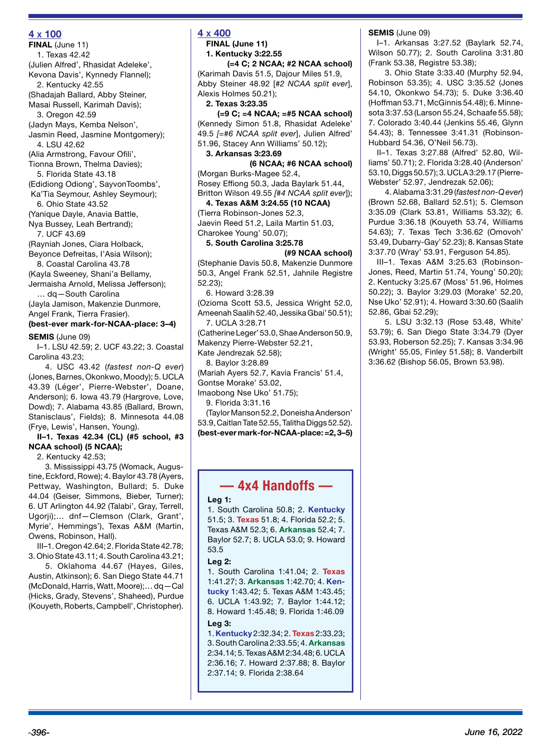## 4 x 100

**FINAL** (June 11)

1. Texas 42.42
(Julien Alfred', Rhasidat Adeleke', Kevona Davis', Kynnedy Flannel);
2. Kentucky 42.55
(Shadajah Ballard, Abby Steiner, Masai Russell, Karimah Davis);
3. Oregon 42.59
(Jadyn Mays, Kemba Nelson', Jasmin Reed, Jasmine Montgomery);
4. LSU 42.62
(Alia Armstrong, Favour Ofili', Tionna Brown, Thelma Davies);
5. Florida State 43.18
(Edidiong Odiong', SayvonToombs', Ka'Tia Seymour, Ashley Seymour);
6. Ohio State 43.52
(Yanique Dayle, Anavia Battle, Nya Bussey, Leah Bertrand);
7. UCF 43.69
(Rayniah Jones, Ciara Holback, Beyonce Defreitas, I'Asia Wilson);
8. Coastal Carolina 43.78
(Kayla Sweeney, Shani'a Bellamy, Jermaisha Arnold, Melissa Jefferson);

… dq—South Carolina
(Jayla Jamison, Makenzie Dunmore, Angel Frank, Tierra Frasier).

**(best-ever mark-for-NCAA-place: 3–4)**

**SEMIS** (June 09)

I–1. LSU 42.59; 2. UCF 43.22; 3. Coastal Carolina 43.23;

4. USC 43.42 (*fastest non-Q ever*) (Jones, Barnes, Okonkwo, Moody); 5. UCLA 43.39 (Léger', Pierre-Webster', Doane, Anderson); 6. Iowa 43.79 (Hargrove, Love, Dowd); 7. Alabama 43.85 (Ballard, Brown, Stanisclaus', Fields); 8. Minnesota 44.08 (Frye, Lewis', Hansen, Young).

**II–1. Texas 42.34 (CL) (#5 school, #3 NCAA school) (5 NCAA);**

2. Kentucky 42.53;

3. Mississippi 43.75 (Womack, Augustine, Eckford, Rowe); 4. Baylor 43.78 (Ayers, Pettway, Washington, Bullard; 5. Duke 44.04 (Geiser, Simmons, Bieber, Turner); 6. UT Arlington 44.92 (Talabi', Gray, Terrell, Ugorji);… dnf—Clemson (Clark, Grant', Myrie', Hemmings'), Texas A&M (Martin, Owens, Robinson, Hall).

III–1. Oregon 42.64; 2. Florida State 42.78; 3. Ohio State 43.11; 4. South Carolina 43.21;

5. Oklahoma 44.67 (Hayes, Giles, Austin, Atkinson); 6. San Diego State 44.71 (McDonald, Harris, Watt, Moore);… dq—Cal (Hicks, Grady, Stevens', Shaheed), Purdue (Kouyeth, Roberts, Campbell', Christopher).

## 4 x 400

**FINAL (June 11)**

**1. Kentucky 3:22.55**
**(=4 C; 2 NCAA; #2 NCAA school)**
(Karimah Davis 51.5, Dajour Miles 51.9, Abby Steiner 48.92 [*#2 NCAA split ever*], Alexis Holmes 50.21);

**2. Texas 3:23.35**
**(=9 C; =4 NCAA; =#5 NCAA school)**
(Kennedy Simon 51.8, Rhasidat Adeleke' 49.5 [*=#6 NCAA split ever*], Julien Alfred' 51.96, Stacey Ann Williams' 50.12);

**3. Arkansas 3:23.69**
**(6 NCAA; #6 NCAA school)**
(Morgan Burks-Magee 52.4, Rosey Effiong 50.3, Jada Baylark 51.44, Britton Wilson 49.55 [*#4 NCAA split ever*]);

**4. Texas A&M 3:24.55 (10 NCAA)**
(Tierra Robinson-Jones 52.3, Jaevin Reed 51.2, Laila Martin 51.03, Charokee Young' 50.07);

**5. South Carolina 3:25.78**
**(#9 NCAA school)**
(Stephanie Davis 50.8, Makenzie Dunmore 50.3, Angel Frank 52.51, Jahnile Registre 52.23);

6. Howard 3:28.39
(Ozioma Scott 53.5, Jessica Wright 52.0, Ameenah Saalih 52.40, Jessika Gbai' 50.51);

7. UCLA 3:28.71
(Catherine Leger' 53.0, Shae Anderson 50.9, Makenzy Pierre-Webster 52.21, Kate Jendrezak 52.58);

8. Baylor 3:28.89
(Mariah Ayers 52.7, Kavia Francis' 51.4, Gontse Morake' 53.02, Imaobong Nse Uko' 51.75);

9. Florida 3:31.16
(Taylor Manson 52.2, Doneisha Anderson' 53.9, Caitlan Tate 52.55, Talitha Diggs 52.52).

**(best-ever mark-for-NCAA-place: =2, 3–5)**

### — 4x4 Handoffs —

**Leg 1:**
1. South Carolina 50.8; 2. **Kentucky** 51.5; 3. **Texas** 51.8; 4. Florida 52.2; 5. Texas A&M 52.3; 6. **Arkansas** 52.4; 7. Baylor 52.7; 8. UCLA 53.0; 9. Howard 53.5

**Leg 2:**
1. South Carolina 1:41.04; 2. **Texas** 1:41.27; 3. **Arkansas** 1:42.70; 4. **Kentucky** 1:43.42; 5. Texas A&M 1:43.45; 6. UCLA 1:43.92; 7. Baylor 1:44.12; 8. Howard 1:45.48; 9. Florida 1:46.09

**Leg 3:**
1. **Kentucky** 2:32.34; 2. **Texas** 2:33.23; 3. South Carolina 2:33.55; 4. **Arkansas** 2:34.14; 5. Texas A&M 2:34.48; 6. UCLA 2:36.16; 7. Howard 2:37.88; 8. Baylor 2:37.14; 9. Florida 2:38.64

**SEMIS** (June 09)

I–1. Arkansas 3:27.52 (Baylark 52.74, Wilson 50.77); 2. South Carolina 3:31.80 (Frank 53.38, Registre 53.38);

3. Ohio State 3:33.40 (Murphy 52.94, Robinson 53.35); 4. USC 3:35.52 (Jones 54.10, Okonkwo 54.73); 5. Duke 3:36.40 (Hoffman 53.71, McGinnis 54.48); 6. Minnesota 3:37.53 (Larson 55.24, Schaafe 55.58); 7. Colorado 3:40.44 (Jenkins 55.46, Glynn 54.43); 8. Tennessee 3:41.31 (Robinson-Hubbard 54.36, O'Neil 56.73).

II–1. Texas 3:27.88 (Alfred' 52.80, Williams' 50.71); 2. Florida 3:28.40 (Anderson' 53.10, Diggs 50.57); 3. UCLA 3:29.17 (Pierre-Webster' 52.97, Jendrezak 52.06);

4. Alabama 3:31.29 (*fastest non-Q ever*) (Brown 52.68, Ballard 52.51); 5. Clemson 3:35.09 (Clark 53.81, Williams 53.32); 6. Purdue 3:36.18 (Kouyeth 53.74, Williams 54.63); 7. Texas Tech 3:36.62 (Omovoh' 53.49, Dubarry-Gay' 52.23); 8. Kansas State 3:37.70 (Wray' 53.91, Ferguson 54.85).

III–1. Texas A&M 3:25.63 (Robinson-Jones, Reed, Martin 51.74, Young' 50.20); 2. Kentucky 3:25.67 (Moss' 51.96, Holmes 50.22); 3. Baylor 3:29.03 (Morake' 52.20, Nse Uko' 52.91); 4. Howard 3:30.60 (Saalih 52.86, Gbai 52.29);

5. LSU 3:32.13 (Rose 53.48, White' 53.79); 6. San Diego State 3:34.79 (Dyer 53.93, Roberson 52.25); 7. Kansas 3:34.96 (Wright' 55.05, Finley 51.58); 8. Vanderbilt 3:36.62 (Bishop 56.05, Brown 53.98).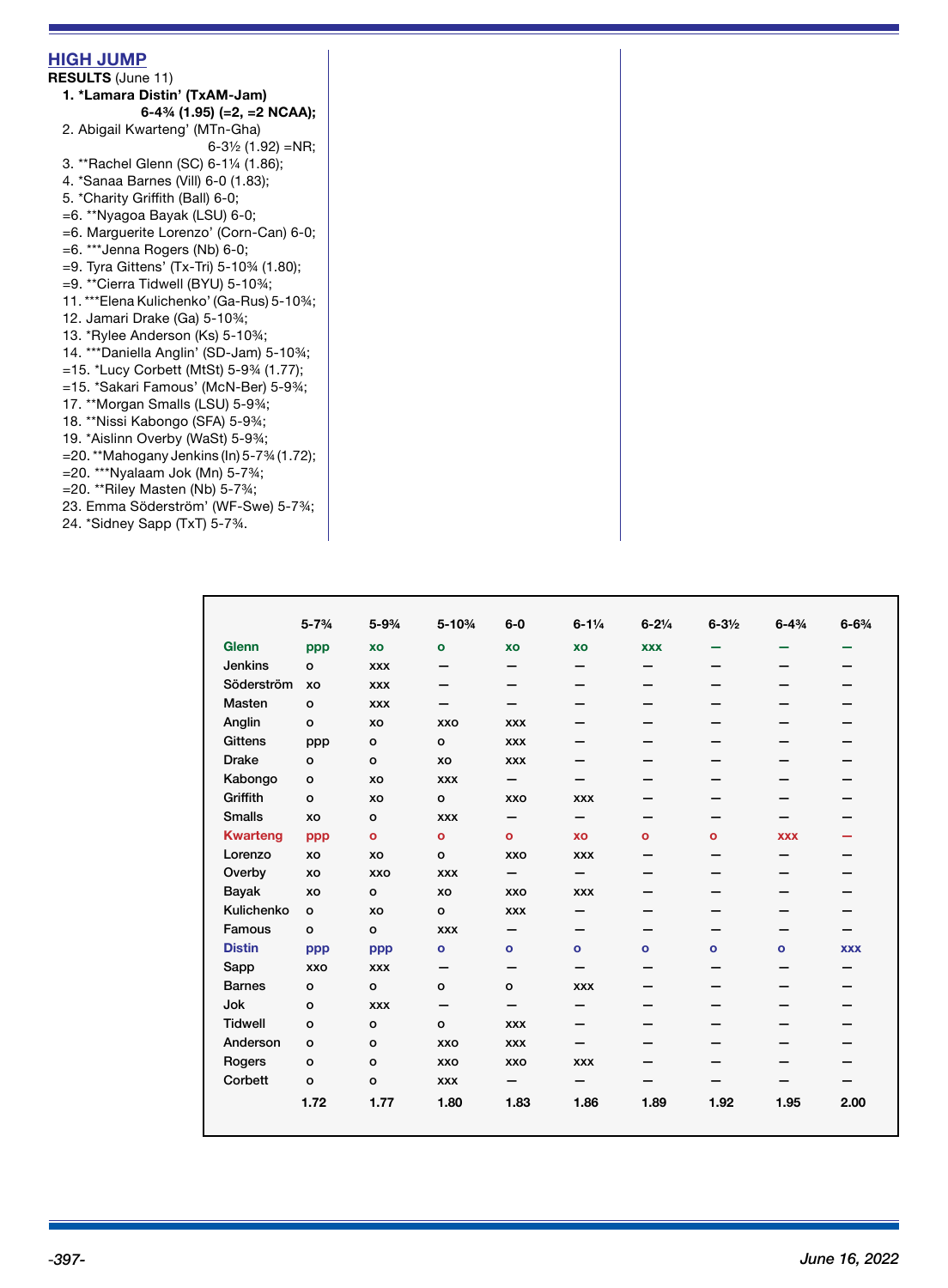## HIGH JUMP

**RESULTS** (June 11)

1. **\*Lamara Distin' (TxAM-Jam) 6-4¾ (1.95) (=2, =2 NCAA);**
2. Abigail Kwarteng' (MTn-Gha) 6-3½ (1.92) =NR;
3. \*\*Rachel Glenn (SC) 6-1¼ (1.86);
4. \*Sanaa Barnes (Vill) 6-0 (1.83);
5. \*Charity Griffith (Ball) 6-0;

=6. \*\*Nyagoa Bayak (LSU) 6-0;
=6. Marguerite Lorenzo' (Corn-Can) 6-0;
=6. \*\*\*Jenna Rogers (Nb) 6-0;
=9. Tyra Gittens' (Tx-Tri) 5-10¾ (1.80);
=9. \*\*Cierra Tidwell (BYU) 5-10¾;
11. \*\*\*Elena Kulichenko' (Ga-Rus) 5-10¾;
12. Jamari Drake (Ga) 5-10¾;
13. \*Rylee Anderson (Ks) 5-10¾;
14. \*\*\*Daniella Anglin' (SD-Jam) 5-10¾;
=15. \*Lucy Corbett (MtSt) 5-9¾ (1.77);
=15. \*Sakari Famous' (McN-Ber) 5-9¾;
17. \*\*Morgan Smalls (LSU) 5-9¾;
18. \*\*Nissi Kabongo (SFA) 5-9¾;
19. \*Aislinn Overby (WaSt) 5-9¾;
=20. \*\*Mahogany Jenkins (In) 5-7¾ (1.72);
=20. \*\*\*Nyalaam Jok (Mn) 5-7¾;
=20. \*\*Riley Masten (Nb) 5-7¾;
23. Emma Söderström' (WF-Swe) 5-7¾;
24. \*Sidney Sapp (TxT) 5-7¾.

| | 5-7¾ | 5-9¾ | 5-10¾ | 6-0 | 6-1¼ | 6-2¼ | 6-3½ | 6-4¾ | 6-6¾ |
|---|---|---|---|---|---|---|---|---|---|
| Glenn | ppp | xo | o | xo | xo | xxx | — | — | — |
| Jenkins | o | xxx | — | — | — | — | — | — | — |
| Söderström | xo | xxx | — | — | — | — | — | — | — |
| Masten | o | xxx | — | — | — | — | — | — | — |
| Anglin | o | xo | xxo | xxx | — | — | — | — | — |
| Gittens | ppp | o | o | xxx | — | — | — | — | — |
| Drake | o | o | xo | xxx | — | — | — | — | — |
| Kabongo | o | xo | xxx | — | — | — | — | — | — |
| Griffith | o | xo | o | xxo | xxx | — | — | — | — |
| Smalls | xo | o | xxx | — | — | — | — | — | — |
| Kwarteng | ppp | o | o | o | xo | o | o | xxx | — |
| Lorenzo | xo | xo | o | xxo | xxx | — | — | — | — |
| Overby | xo | xxo | xxx | — | — | — | — | — | — |
| Bayak | xo | o | xo | xxo | xxx | — | — | — | — |
| Kulichenko | o | xo | o | xxx | — | — | — | — | — |
| Famous | o | o | xxx | — | — | — | — | — | — |
| Distin | ppp | ppp | o | o | o | o | o | o | xxx |
| Sapp | xxo | xxx | — | — | — | — | — | — | — |
| Barnes | o | o | o | o | xxx | — | — | — | — |
| Jok | o | xxx | — | — | — | — | — | — | — |
| Tidwell | o | o | o | xxx | — | — | — | — | — |
| Anderson | o | o | xxo | xxx | — | — | — | — | — |
| Rogers | o | o | xxo | xxo | xxx | — | — | — | — |
| Corbett | o | o | xxx | — | — | — | — | — | — |
| | 1.72 | 1.77 | 1.80 | 1.83 | 1.86 | 1.89 | 1.92 | 1.95 | 2.00 |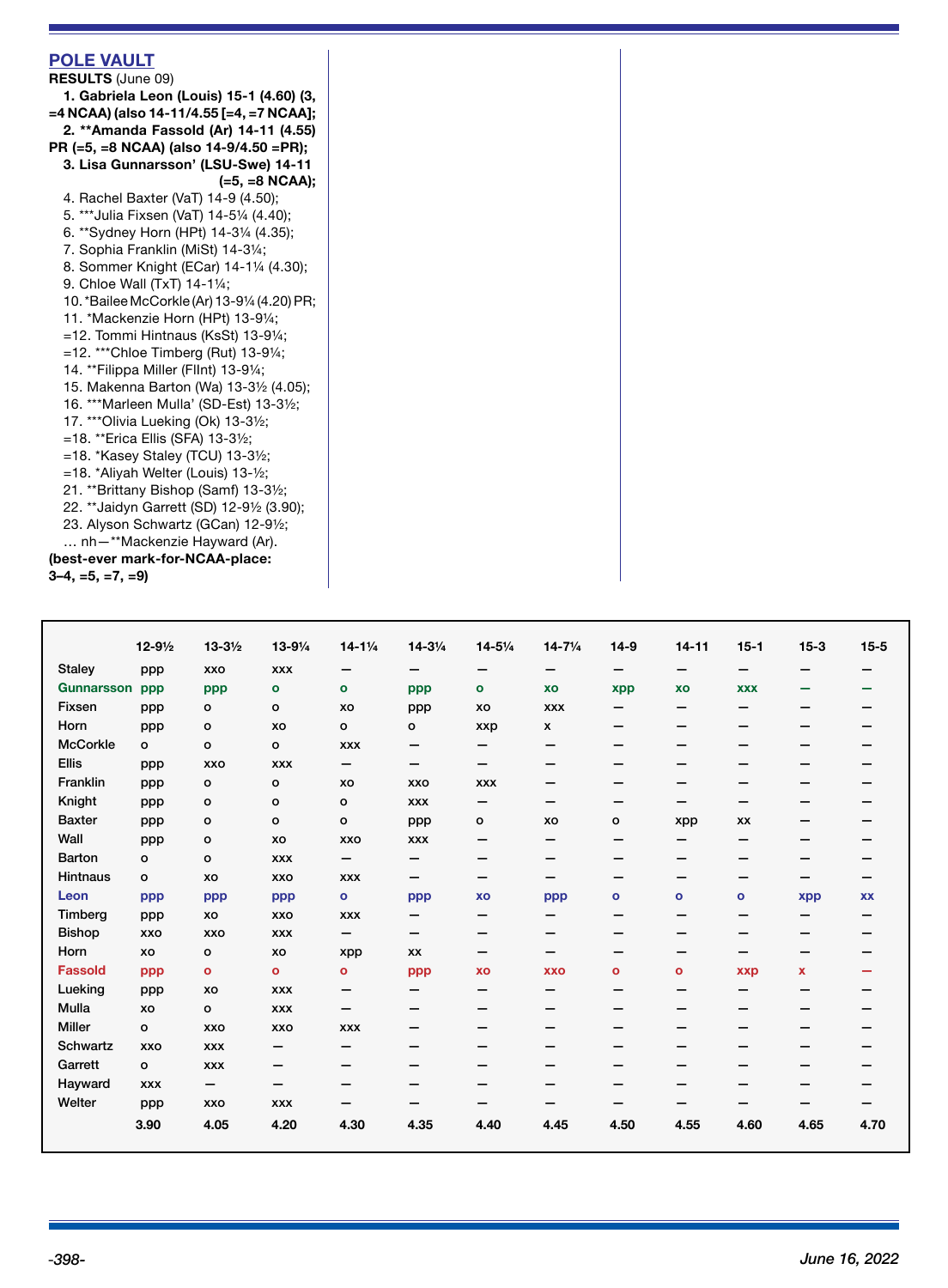## POLE VAULT

**RESULTS** (June 09)

**1. Gabriela Leon (Louis) 15-1 (4.60) (3, =4 NCAA) (also 14-11/4.55 [=4, =7 NCAA];**
**2. **Amanda Fassold (Ar) 14-11 (4.55) PR (=5, =8 NCAA) (also 14-9/4.50 =PR);**
**3. Lisa Gunnarsson' (LSU-Swe) 14-11 (=5, =8 NCAA);**
4. Rachel Baxter (VaT) 14-9 (4.50);
5. ***Julia Fixsen (VaT) 14-5¼ (4.40);
6. **Sydney Horn (HPt) 14-3¼ (4.35);
7. Sophia Franklin (MiSt) 14-3¼;
8. Sommer Knight (ECar) 14-1¼ (4.30);
9. Chloe Wall (TxT) 14-1¼;
10. *Bailee McCorkle (Ar) 13-9¼ (4.20) PR;
11. *Mackenzie Horn (HPt) 13-9¼;
=12. Tommi Hintnaus (KsSt) 13-9¼;
=12. ***Chloe Timberg (Rut) 13-9¼;
14. **Filippa Miller (FlInt) 13-9¼;
15. Makenna Barton (Wa) 13-3½ (4.05);
16. ***Marleen Mulla' (SD-Est) 13-3½;
17. ***Olivia Lueking (Ok) 13-3½;
=18. **Erica Ellis (SFA) 13-3½;
=18. *Kasey Staley (TCU) 13-3½;
=18. *Aliyah Welter (Louis) 13-½;
21. **Brittany Bishop (Samf) 13-3½;
22. **Jaidyn Garrett (SD) 12-9½ (3.90);
23. Alyson Schwartz (GCan) 12-9½;
… nh—**Mackenzie Hayward (Ar).

**(best-ever mark-for-NCAA-place: 3–4, =5, =7, =9)**

| | 12-9½ | 13-3½ | 13-9¼ | 14-1¼ | 14-3¼ | 14-5¼ | 14-7¼ | 14-9 | 14-11 | 15-1 | 15-3 | 15-5 |
|---|---|---|---|---|---|---|---|---|---|---|---|---|
| Staley | ppp | xxo | xxx | — | — | — | — | — | — | — | — | — |
| Gunnarsson | ppp | ppp | o | o | ppp | o | xo | xpp | xo | xxx | — | — |
| Fixsen | ppp | o | o | xo | ppp | xo | xxx | — | — | — | — | — |
| Horn | ppp | o | xo | o | o | xxp | x | — | — | — | — | — |
| McCorkle | o | o | o | xxx | — | — | — | — | — | — | — | — |
| Ellis | ppp | xxo | xxx | — | — | — | — | — | — | — | — | — |
| Franklin | ppp | o | o | xo | xxo | xxx | — | — | — | — | — | — |
| Knight | ppp | o | o | o | xxx | — | — | — | — | — | — | — |
| Baxter | ppp | o | o | o | ppp | o | xo | o | xpp | xx | — | — |
| Wall | ppp | o | xo | xxo | xxx | — | — | — | — | — | — | — |
| Barton | o | o | xxx | — | — | — | — | — | — | — | — | — |
| Hintnaus | o | xo | xxo | xxx | — | — | — | — | — | — | — | — |
| Leon | ppp | ppp | ppp | o | ppp | xo | ppp | o | o | o | xpp | xx |
| Timberg | ppp | xo | xxo | xxx | — | — | — | — | — | — | — | — |
| Bishop | xxo | xxo | xxx | — | — | — | — | — | — | — | — | — |
| Horn | xo | o | xo | xpp | xx | — | — | — | — | — | — | — |
| Fassold | ppp | o | o | o | ppp | xo | xxo | o | o | xxp | x | — |
| Lueking | ppp | xo | xxx | — | — | — | — | — | — | — | — | — |
| Mulla | xo | o | xxx | — | — | — | — | — | — | — | — | — |
| Miller | o | xxo | xxo | xxx | — | — | — | — | — | — | — | — |
| Schwartz | xxo | xxx | — | — | — | — | — | — | — | — | — | — |
| Garrett | o | xxx | — | — | — | — | — | — | — | — | — | — |
| Hayward | xxx | — | — | — | — | — | — | — | — | — | — | — |
| Welter | ppp | xxo | xxx | — | — | — | — | — | — | — | — | — |
| | 3.90 | 4.05 | 4.20 | 4.30 | 4.35 | 4.40 | 4.45 | 4.50 | 4.55 | 4.60 | 4.65 | 4.70 |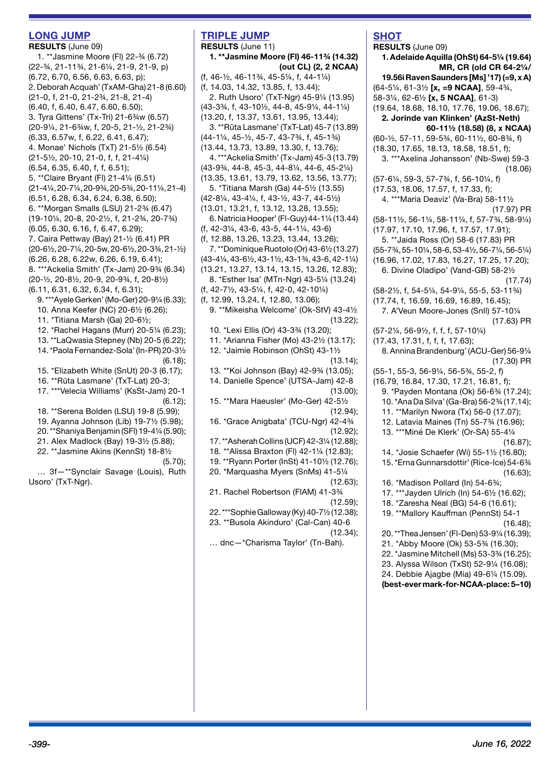## LONG JUMP

**RESULTS** (June 09)

1. **Jasmine Moore (Fl) 22-¾ (6.72) (22-¾, 21-11¾, 21-6¼, 21-9, 21-9, p) (6.72, 6.70, 6.56, 6.63, 6.63, p);
2. Deborah Acquah' (TxAM-Gha) 21-8 (6.60) (21-0, f, 21-0, 21-2¾, 21-8, 21-4) (6.40, f, 6.40, 6.47, 6.60, 6.50);
3. Tyra Gittens' (Tx-Tri) 21-6¾w (6.57) (20-9¼, 21-6¾w, f, 20-5, 21-½, 21-2¾) (6.33, 6.57w, f, 6.22, 6.41, 6.47);
4. Monae' Nichols (TxT) 21-5½ (6.54) (21-5½, 20-10, 21-0, f, f, 21-4¼) (6.54, 6.35, 6.40, f, f, 6.51);
5. **Claire Bryant (Fl) 21-4¼ (6.51) (21-4¼, 20-7¼, 20-9¾, 20-5¾, 20-11¼, 21-4) (6.51, 6.28, 6.34, 6.24, 6.38, 6.50);
6. **Morgan Smalls (LSU) 21-2¾ (6.47) (19-10¼, 20-8, 20-2½, f, 21-2¾, 20-7¾) (6.05, 6.30, 6.16, f, 6.47, 6.29);
7. Caira Pettway (Bay) 21-½ (6.41) PR (20-6½, 20-7¼, 20-5w, 20-6½, 20-3¾, 21-½) (6.26, 6.28, 6.22w, 6.26, 6.19, 6.41);
8. ***Ackelia Smith' (Tx-Jam) 20-9¾ (6.34) (20-½, 20-8½, 20-9, 20-9¾, f, 20-8½) (6.11, 6.31, 6.32, 6.34, f, 6.31);
9. ***Ayele Gerken' (Mo-Ger) 20-9¼ (6.33);
10. Anna Keefer (NC) 20-6½ (6.26);
11. *Titiana Marsh (Ga) 20-6½;
12. *Rachel Hagans (Murr) 20-5¼ (6.23);
13. **LaQwasia Stepney (Nb) 20-5 (6.22);
14. *Paola Fernandez-Sola' (In-PR) 20-3½ (6.18);
15. *Elizabeth White (SnUt) 20-3 (6.17);
16. **Rūta Lasmane' (TxT-Lat) 20-3;
17. ***Velecia Williams' (KsSt-Jam) 20-1 (6.12);
18. **Serena Bolden (LSU) 19-8 (5.99);
19. Ayanna Johnson (Lib) 19-7½ (5.98);
20. **Shaniya Benjamin (SFl) 19-4¼ (5.90);
21. Alex Madlock (Bay) 19-3½ (5.88);
22. **Jasmine Akins (KennSt) 18-8½ (5.70);

… 3f—**Synclair Savage (Louis), Ruth Usoro' (TxT-Ngr).

## TRIPLE JUMP

**RESULTS** (June 11)

1. **Jasmine Moore (Fl) 46-11¾ (14.32) (out CL) (2, 2 NCAA)** (f, 46-½, 46-11¾, 45-5¼, f, 44-1¼) (f, 14.03, 14.32, 13.85, f, 13.44);
2. Ruth Usoro' (TxT-Ngr) 45-9¼ (13.95) (43-3¾, f, 43-10½, 44-8, 45-9¼, 44-1¼) (13.20, f, 13.37, 13.61, 13.95, 13.44);
3. **Rūta Lasmane' (TxT-Lat) 45-7 (13.89) (44-1¼, 45-½, 45-7, 43-7¾, f, 45-1¾) (13.44, 13.73, 13.89, 13.30, f, 13.76);
4. ***Ackelia Smith' (Tx-Jam) 45-3 (13.79) (43-9¾, 44-8, 45-3, 44-8¼, 44-6, 45-2¼) (13.35, 13.61, 13.79, 13.62, 13.56, 13.77);
5. *Titiana Marsh (Ga) 44-5½ (13.55) (42-8¼, 43-4¼, f, 43-½, 43-7, 44-5½) (13.01, 13.21, f, 13.12, 13.28, 13.55);
6. Natricia Hooper' (Fl-Guy) 44-1¼ (13.44) (f, 42-3¼, 43-6, 43-5, 44-1¼, 43-6) (f, 12.88, 13.26, 13.23, 13.44, 13.26);
7. **Dominique Ruotolo (Or) 43-6½ (13.27) (43-4¼, 43-6½, 43-1½, 43-1¾, 43-6, 42-1¼) (13.21, 13.27, 13.14, 13.15, 13.26, 12.83);
8. *Esther Isa' (MTn-Ngr) 43-5¼ (13.24) (f, 42-7½, 43-5¼, f, 42-0, 42-10¼) (f, 12.99, 13.24, f, 12.80, 13.06);
9. **Mikeisha Welcome' (Ok-StV) 43-4½ (13.22);
10. *Lexi Ellis (Or) 43-3¾ (13.20);
11. *Arianna Fisher (Mo) 43-2½ (13.17);
12. *Jaimie Robinson (OhSt) 43-1½ (13.14);
13. **Koi Johnson (Bay) 42-9¾ (13.05);
14. Danielle Spence' (UTSA-Jam) 42-8 (13.00);
15. **Mara Haeusler' (Mo-Ger) 42-5½ (12.94);
16. *Grace Anigbata' (TCU-Ngr) 42-4¾ (12.92);
17. **Asherah Collins (UCF) 42-3¼ (12.88);
18. **Alissa Braxton (Fl) 42-1¼ (12.83);
19. **Ryann Porter (InSt) 41-10½ (12.76);
20. *Marquasha Myers (SnMs) 41-5¼ (12.63);
21. Rachel Robertson (FlAM) 41-3¾ (12.59);
22. ***Sophie Galloway (Ky) 40-7½ (12.38);
23. **Busola Akinduro' (Cal-Can) 40-6 (12.34);

… dnc—*Charisma Taylor' (Tn-Bah).

## SHOT

**RESULTS** (June 09)

1. **Adelaide Aquilla (OhSt) 64-5¼ (19.64) MR, CR (old CR 64-2¼/ 19.56i Raven Saunders [Ms] '17) (=9, x A)** (64-5¼, 61-3½ **[x, =9 NCAA]**, 59-4¾, 58-3¼, 62-6½ **[x, 5 NCAA]**, 61-3) (19.64, 18.68, 18.10, 17.76, 19.06, 18.67);
2. **Jorinde van Klinken' (AzSt-Neth) 60-11½ (18.58) (8, x NCAA)** (60-½, 57-11, 59-5¾, 60-11½, 60-8¾, f) (18.30, 17.65, 18.13, 18.58, 18.51, f);
3. ***Axelina Johansson' (Nb-Swe) 59-3 (18.06) (57-6¼, 59-3, 57-7¾, f, 56-10¼, f) (17.53, 18.06, 17.57, f, 17.33, f);
4. ***Maria Deaviz' (Va-Bra) 58-11½ (17.97) PR (58-11½, 56-1¼, 58-11¼, f, 57-7¾, 58-9¼) (17.97, 17.10, 17.96, f, 17.57, 17.91);
5. **Jaida Ross (Or) 58-6 (17.83) PR (55-7¾, 55-10¼, 58-6, 53-4½, 56-7¼, 56-5¼) (16.96, 17.02, 17.83, 16.27, 17.25, 17.20);
6. Divine Oladipo' (Vand-GB) 58-2½ (17.74) (58-2½, f, 54-5¼, 54-9¼, 55-5, 53-11¾) (17.74, f, 16.59, 16.69, 16.89, 16.45);
7. A'Veun Moore-Jones (SnIl) 57-10¼ (17.63) PR (57-2¼, 56-9½, f, f, f, 57-10¼) (17.43, 17.31, f, f, f, 17.63);
8. Annina Brandenburg' (ACU-Ger) 56-9¼ (17.30) PR (55-1, 55-3, 56-9¼, 56-5¾, 55-2, f) (16.79, 16.84, 17.30, 17.21, 16.81, f);
9. *Payden Montana (Ok) 56-6¾ (17.24);
10. *Ana Da Silva' (Ga-Bra) 56-2¾ (17.14);
11. **Marilyn Nwora (Tx) 56-0 (17.07);
12. Latavia Maines (Tn) 55-7¾ (16.96);
13. ***Miné De Klerk' (Or-SA) 55-4¼ (16.87);
14. *Josie Schaefer (Wi) 55-1½ (16.80);
15. *Erna Gunnarsdottir' (Rice-Ice) 54-6¾ (16.63);
16. *Madison Pollard (In) 54-6¾;
17. ***Jayden Ulrich (In) 54-6½ (16.62);
18. *Zaresha Neal (BG) 54-6 (16.61);
19. **Mallory Kauffman (PennSt) 54-1 (16.48);
20. **Thea Jensen' (Fl-Den) 53-9¼ (16.39);
21. *Abby Moore (Ok) 53-5¾ (16.30);
22. *Jasmine Mitchell (Ms) 53-3¾ (16.25);
23. Alyssa Wilson (TxSt) 52-9¼ (16.08);
24. Debbie Ajagbe (Mia) 49-6¼ (15.09).

**(best-ever mark-for-NCAA-place: 5–10)**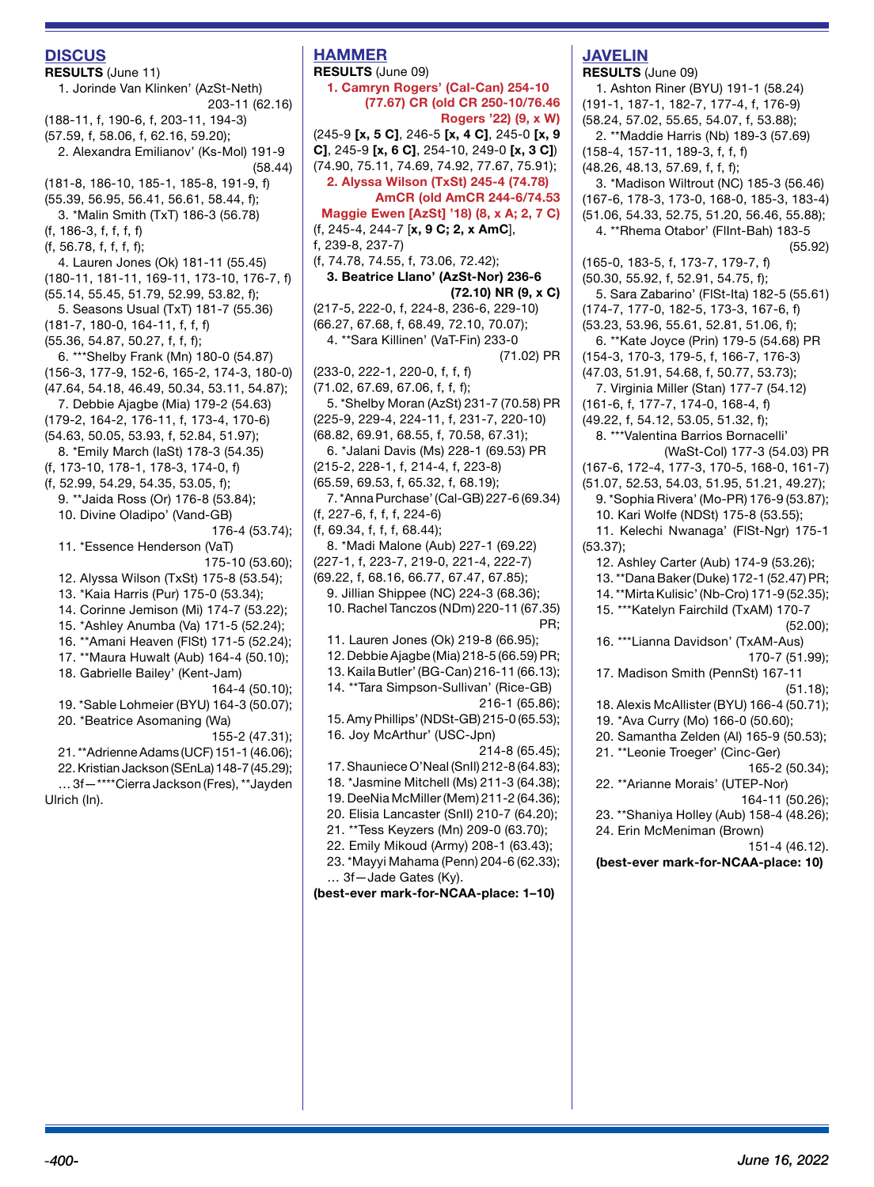## DISCUS

**RESULTS** (June 11)

1. Jorinde Van Klinken' (AzSt-Neth) 203-11 (62.16)
(188-11, f, 190-6, f, 203-11, 194-3)
(57.59, f, 58.06, f, 62.16, 59.20);
2. Alexandra Emilianov' (Ks-Mol) 191-9 (58.44)
(181-8, 186-10, 185-1, 185-8, 191-9, f)
(55.39, 56.95, 56.41, 56.61, 58.44, f);
3. *Malin Smith (TxT) 186-3 (56.78)
(f, 186-3, f, f, f, f)
(f, 56.78, f, f, f, f);
4. Lauren Jones (Ok) 181-11 (55.45)
(180-11, 181-11, 169-11, 173-10, 176-7, f)
(55.14, 55.45, 51.79, 52.99, 53.82, f);
5. Seasons Usual (TxT) 181-7 (55.36)
(181-7, 180-0, 164-11, f, f, f)
(55.36, 54.87, 50.27, f, f, f);
6. ***Shelby Frank (Mn) 180-0 (54.87)
(156-3, 177-9, 152-6, 165-2, 174-3, 180-0)
(47.64, 54.18, 46.49, 50.34, 53.11, 54.87);
7. Debbie Ajagbe (Mia) 179-2 (54.63)
(179-2, 164-2, 176-11, f, 173-4, 170-6)
(54.63, 50.05, 53.93, f, 52.84, 51.97);
8. *Emily March (IaSt) 178-3 (54.35)
(f, 173-10, 178-1, 178-3, 174-0, f)
(f, 52.99, 54.29, 54.35, 53.05, f);
9. **Jaida Ross (Or) 176-8 (53.84);
10. Divine Oladipo' (Vand-GB) 176-4 (53.74);
11. *Essence Henderson (VaT) 175-10 (53.60);
12. Alyssa Wilson (TxSt) 175-8 (53.54);
13. *Kaia Harris (Pur) 175-0 (53.34);
14. Corinne Jemison (Mi) 174-7 (53.22);
15. *Ashley Anumba (Va) 171-5 (52.24);
16. **Amani Heaven (FlSt) 171-5 (52.24);
17. **Maura Huwalt (Aub) 164-4 (50.10);
18. Gabrielle Bailey' (Kent-Jam) 164-4 (50.10);
19. *Sable Lohmeier (BYU) 164-3 (50.07);
20. *Beatrice Asomaning (Wa) 155-2 (47.31);
21. **Adrienne Adams (UCF) 151-1 (46.06);
22. Kristian Jackson (SEnLa) 148-7 (45.29);
… 3f—****Cierra Jackson (Fres), **Jayden Ulrich (In).

## HAMMER

**RESULTS** (June 09)

1. **Camryn Rogers' (Cal-Can) 254-10 (77.67) CR (old CR 250-10/76.46 Rogers '22) (9, x W)**
(245-9 **[x, 5 C]**, 246-5 **[x, 4 C]**, 245-0 **[x, 9 C]**, 245-9 **[x, 6 C]**, 254-10, 249-0 **[x, 3 C]**)
(74.90, 75.11, 74.69, 74.92, 77.67, 75.91);
2. **Alyssa Wilson (TxSt) 245-4 (74.78) AmCR (old AmCR 244-6/74.53 Maggie Ewen [AzSt] '18) (8, x A; 2, 7 C)**
(f, 245-4, 244-7 [**x, 9 C; 2, x AmC**], f, 239-8, 237-7)
(f, 74.78, 74.55, f, 73.06, 72.42);
3. **Beatrice Llano' (AzSt-Nor) 236-6 (72.10) NR (9, x C)**
(217-5, 222-0, f, 224-8, 236-6, 229-10)
(66.27, 67.68, f, 68.49, 72.10, 70.07);
4. **Sara Killinen' (VaT-Fin) 233-0 (71.02) PR
(233-0, 222-1, 220-0, f, f, f)
(71.02, 67.69, 67.06, f, f, f);
5. *Shelby Moran (AzSt) 231-7 (70.58) PR
(225-9, 229-4, 224-11, f, 231-7, 220-10)
(68.82, 69.91, 68.55, f, 70.58, 67.31);
6. *Jalani Davis (Ms) 228-1 (69.53) PR
(215-2, 228-1, f, 214-4, f, 223-8)
(65.59, 69.53, f, 65.32, f, 68.19);
7. *Anna Purchase' (Cal-GB) 227-6 (69.34)
(f, 227-6, f, f, f, 224-6)
(f, 69.34, f, f, f, 68.44);
8. *Madi Malone (Aub) 227-1 (69.22)
(227-1, f, 223-7, 219-0, 221-4, 222-7)
(69.22, f, 68.16, 66.77, 67.47, 67.85);
9. Jillian Shippee (NC) 224-3 (68.36);
10. Rachel Tanczos (NDm) 220-11 (67.35) PR;
11. Lauren Jones (Ok) 219-8 (66.95);
12. Debbie Ajagbe (Mia) 218-5 (66.59) PR;
13. Kaila Butler' (BG-Can) 216-11 (66.13);
14. **Tara Simpson-Sullivan' (Rice-GB) 216-1 (65.86);
15. Amy Phillips' (NDSt-GB) 215-0 (65.53);
16. Joy McArthur' (USC-Jpn) 214-8 (65.45);
17. Shauniece O'Neal (SnIl) 212-8 (64.83);
18. *Jasmine Mitchell (Ms) 211-3 (64.38);
19. DeeNia McMiller (Mem) 211-2 (64.36);
20. Elisia Lancaster (SnIl) 210-7 (64.20);
21. **Tess Keyzers (Mn) 209-0 (63.70);
22. Emily Mikoud (Army) 208-1 (63.43);
23. *Mayyi Mahama (Penn) 204-6 (62.33);
… 3f—Jade Gates (Ky).

**(best-ever mark-for-NCAA-place: 1–10)**

## JAVELIN

**RESULTS** (June 09)

1. Ashton Riner (BYU) 191-1 (58.24)
(191-1, 187-1, 182-7, 177-4, f, 176-9)
(58.24, 57.02, 55.65, 54.07, f, 53.88);
2. **Maddie Harris (Nb) 189-3 (57.69)
(158-4, 157-11, 189-3, f, f, f)
(48.26, 48.13, 57.69, f, f, f);
3. *Madison Wiltrout (NC) 185-3 (56.46)
(167-6, 178-3, 173-0, 168-0, 185-3, 183-4)
(51.06, 54.33, 52.75, 51.20, 56.46, 55.88);
4. **Rhema Otabor' (FlInt-Bah) 183-5 (55.92)
(165-0, 183-5, f, 173-7, 179-7, f)
(50.30, 55.92, f, 52.91, 54.75, f);
5. Sara Zabarino' (FlSt-Ita) 182-5 (55.61)
(174-7, 177-0, 182-5, 173-3, 167-6, f)
(53.23, 53.96, 55.61, 52.81, 51.06, f);
6. **Kate Joyce (Prin) 179-5 (54.68) PR
(154-3, 170-3, 179-5, f, 166-7, 176-3)
(47.03, 51.91, 54.68, f, 50.77, 53.73);
7. Virginia Miller (Stan) 177-7 (54.12)
(161-6, f, 177-7, 174-0, 168-4, f)
(49.22, f, 54.12, 53.05, 51.32, f);
8. ***Valentina Barrios Bornacelli' (WaSt-Col) 177-3 (54.03) PR
(167-6, 172-4, 177-3, 170-5, 168-0, 161-7)
(51.07, 52.53, 54.03, 51.95, 51.21, 49.27);
9. *Sophia Rivera' (Mo-PR) 176-9 (53.87);
10. Kari Wolfe (NDSt) 175-8 (53.55);
11. Kelechi Nwanaga' (FlSt-Ngr) 175-1 (53.37);
12. Ashley Carter (Aub) 174-9 (53.26);
13. **Dana Baker (Duke) 172-1 (52.47) PR;
14. **Mirta Kulisic' (Nb-Cro) 171-9 (52.35);
15. ***Katelyn Fairchild (TxAM) 170-7 (52.00);
16. ***Lianna Davidson' (TxAM-Aus) 170-7 (51.99);
17. Madison Smith (PennSt) 167-11 (51.18);
18. Alexis McAllister (BYU) 166-4 (50.71);
19. *Ava Curry (Mo) 166-0 (50.60);
20. Samantha Zelden (Al) 165-9 (50.53);
21. **Leonie Troeger' (Cinc-Ger) 165-2 (50.34);
22. **Arianne Morais' (UTEP-Nor) 164-11 (50.26);
23. **Shaniya Holley (Aub) 158-4 (48.26);
24. Erin McMeniman (Brown) 151-4 (46.12).

**(best-ever mark-for-NCAA-place: 10)**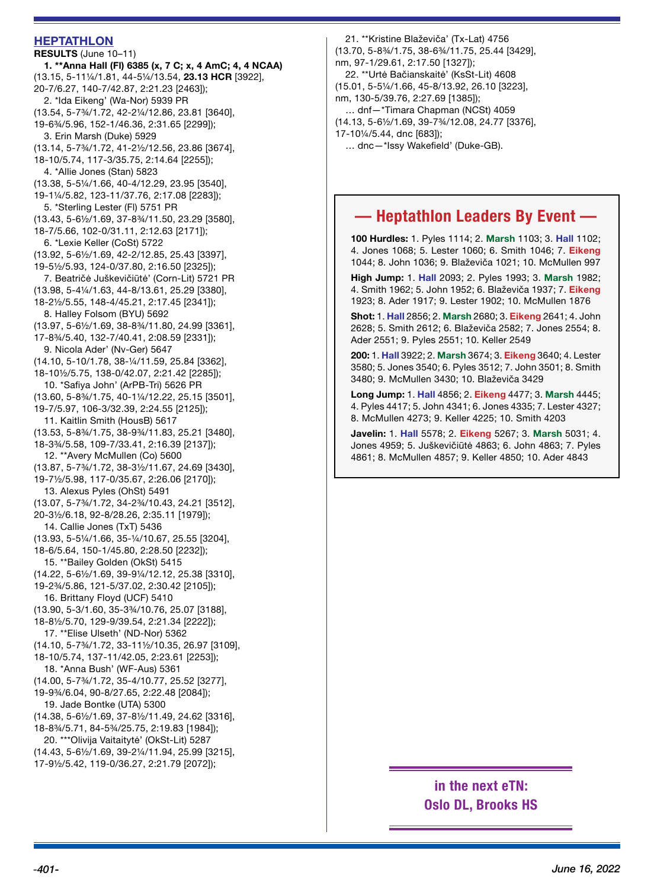## HEPTATHLON

**RESULTS** (June 10–11)

**1. **Anna Hall (Fl) 6385 (x, 7 C; x, 4 AmC; 4, 4 NCAA)** (13.15, 5-11¼/1.81, 44-5¼/13.54, **23.13 HCR** [3922], 20-7/6.27, 140-7/42.87, 2:21.23 [2463]);

2. *Ida Eikeng' (Wa-Nor) 5939 PR (13.54, 5-7¾/1.72, 42-2¼/12.86, 23.81 [3640], 19-6¾/5.96, 152-1/46.36, 2:31.65 [2299]);

3. Erin Marsh (Duke) 5929 (13.14, 5-7¾/1.72, 41-2½/12.56, 23.86 [3674], 18-10/5.74, 117-3/35.75, 2:14.64 [2255]);

4. *Allie Jones (Stan) 5823 (13.38, 5-5¼/1.66, 40-4/12.29, 23.95 [3540], 19-1¼/5.82, 123-11/37.76, 2:17.08 [2283]);

5. *Sterling Lester (Fl) 5751 PR (13.43, 5-6½/1.69, 37-8¾/11.50, 23.29 [3580], 18-7/5.66, 102-0/31.11, 2:12.63 [2171]);

6. *Lexie Keller (CoSt) 5722 (13.92, 5-6½/1.69, 42-2/12.85, 25.43 [3397], 19-5½/5.93, 124-0/37.80, 2:16.50 [2325]);

7. Beatričė Juškevičiūtė' (Corn-Lit) 5721 PR (13.98, 5-4¼/1.63, 44-8/13.61, 25.29 [3380], 18-2½/5.55, 148-4/45.21, 2:17.45 [2341]);

8. Halley Folsom (BYU) 5692 (13.97, 5-6½/1.69, 38-8¾/11.80, 24.99 [3361], 17-8¾/5.40, 132-7/40.41, 2:08.59 [2331]);

9. Nicola Ader' (Nv-Ger) 5647 (14.10, 5-10/1.78, 38-¼/11.59, 25.84 [3362], 18-10½/5.75, 138-0/42.07, 2:21.42 [2285]);

10. *Safiya John' (ArPB-Tri) 5626 PR (13.60, 5-8¾/1.75, 40-1¼/12.22, 25.15 [3501], 19-7/5.97, 106-3/32.39, 2:24.55 [2125]);

11. Kaitlin Smith (HousB) 5617 (13.53, 5-8¾/1.75, 38-9¾/11.83, 25.21 [3480], 18-3¾/5.58, 109-7/33.41, 2:16.39 [2137]);

12. **Avery McMullen (Co) 5600 (13.87, 5-7¾/1.72, 38-3½/11.67, 24.69 [3430], 19-7½/5.98, 117-0/35.67, 2:26.06 [2170]);

13. Alexus Pyles (OhSt) 5491 (13.07, 5-7¾/1.72, 34-2¾/10.43, 24.21 [3512], 20-3½/6.18, 92-8/28.26, 2:35.11 [1979]);

14. Callie Jones (TxT) 5436 (13.93, 5-5¼/1.66, 35-¼/10.67, 25.55 [3204], 18-6/5.64, 150-1/45.80, 2:28.50 [2232]);

15. **Bailey Golden (OkSt) 5415 (14.22, 5-6½/1.69, 39-9¼/12.12, 25.38 [3310], 19-2¾/5.86, 121-5/37.02, 2:30.42 [2105]);

16. Brittany Floyd (UCF) 5410 (13.90, 5-3/1.60, 35-3¾/10.76, 25.07 [3188], 18-8½/5.70, 129-9/39.54, 2:21.34 [2222]);

17. **Elise Ulseth' (ND-Nor) 5362 (14.10, 5-7¾/1.72, 33-11½/10.35, 26.97 [3109], 18-10/5.74, 137-11/42.05, 2:23.61 [2253]);

18. *Anna Bush' (WF-Aus) 5361 (14.00, 5-7¾/1.72, 35-4/10.77, 25.52 [3277], 19-9¾/6.04, 90-8/27.65, 2:22.48 [2084]);

19. Jade Bontke (UTA) 5300 (14.38, 5-6½/1.69, 37-8½/11.49, 24.62 [3316], 18-8¾/5.71, 84-5¾/25.75, 2:19.83 [1984]);

20. ***Olivija Vaitaitytė' (OkSt-Lit) 5287 (14.43, 5-6½/1.69, 39-2¼/11.94, 25.99 [3215], 17-9½/5.42, 119-0/36.27, 2:21.79 [2072]);

21. **Kristine Blaževiča' (Tx-Lat) 4756 (13.70, 5-8¾/1.75, 38-6¾/11.75, 25.44 [3429], nm, 97-1/29.61, 2:17.50 [1327]);

22. **Urtė Bačianskaitė' (KsSt-Lit) 4608 (15.01, 5-5¼/1.66, 45-8/13.92, 26.10 [3223], nm, 130-5/39.76, 2:27.69 [1385]);

… dnf—*Timara Chapman (NCSt) 4059 (14.13, 5-6½/1.69, 39-7¾/12.08, 24.77 [3376], 17-10¼/5.44, dnc [683]);

… dnc—*Issy Wakefield' (Duke-GB).

### — Heptathlon Leaders By Event —

**100 Hurdles:** 1. Pyles 1114; 2. **Marsh** 1103; 3. **Hall** 1102; 4. Jones 1068; 5. Lester 1060; 6. Smith 1046; 7. **Eikeng** 1044; 8. John 1036; 9. Blaževiča 1021; 10. McMullen 997

**High Jump:** 1. **Hall** 2093; 2. Pyles 1993; 3. **Marsh** 1982; 4. Smith 1962; 5. John 1952; 6. Blaževiča 1937; 7. **Eikeng** 1923; 8. Ader 1917; 9. Lester 1902; 10. McMullen 1876

**Shot:** 1. **Hall** 2856; 2. **Marsh** 2680; 3. **Eikeng** 2641; 4. John 2628; 5. Smith 2612; 6. Blaževiča 2582; 7. Jones 2554; 8. Ader 2551; 9. Pyles 2551; 10. Keller 2549

**200:** 1. **Hall** 3922; 2. **Marsh** 3674; 3. **Eikeng** 3640; 4. Lester 3580; 5. Jones 3540; 6. Pyles 3512; 7. John 3501; 8. Smith 3480; 9. McMullen 3430; 10. Blaževiča 3429

**Long Jump:** 1. **Hall** 4856; 2. **Eikeng** 4477; 3. **Marsh** 4445; 4. Pyles 4417; 5. John 4341; 6. Jones 4335; 7. Lester 4327; 8. McMullen 4273; 9. Keller 4225; 10. Smith 4203

**Javelin:** 1. **Hall** 5578; 2. **Eikeng** 5267; 3. **Marsh** 5031; 4. Jones 4959; 5. Juškevičiūtė 4863; 6. John 4863; 7. Pyles 4861; 8. McMullen 4857; 9. Keller 4850; 10. Ader 4843

**in the next eTN:**
**Oslo DL, Brooks HS**